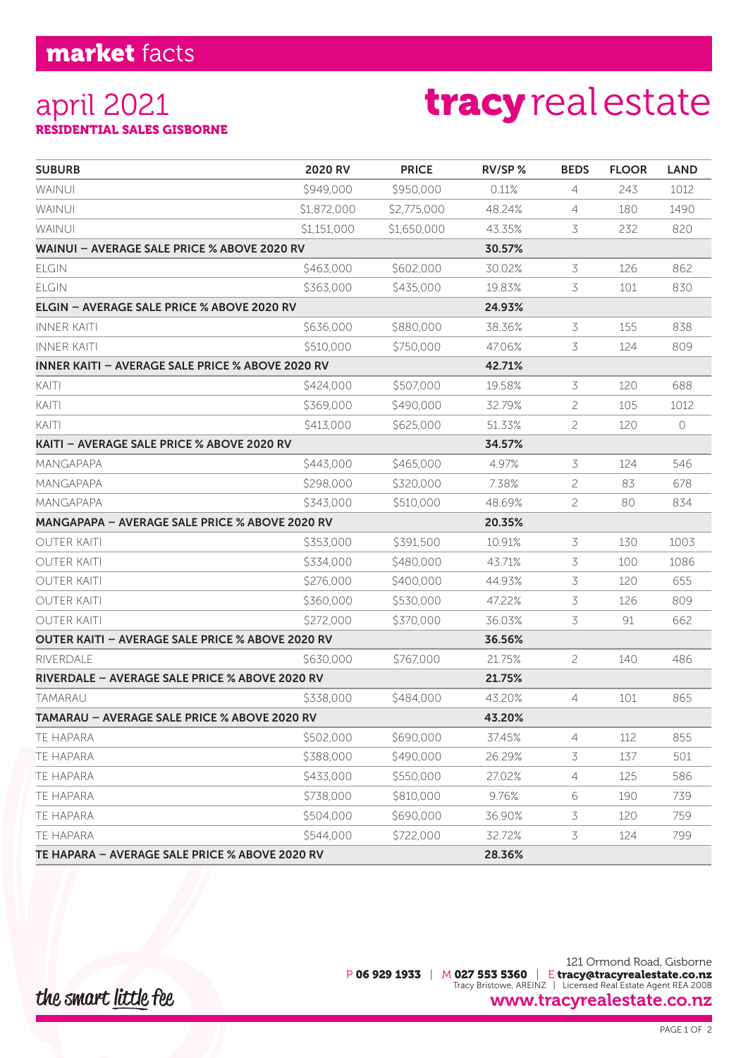# market facts

## april 2021

**RESIDENTIAL SALES GISBORNE**

# tracy real estate

| SUBURB | 2020 RV | PRICE | RV/SP % | BEDS | FLOOR | LAND |
|---|---|---|---|---|---|---|
| WAINUI | $949,000 | $950,000 | 0.11% | 4 | 243 | 1012 |
| WAINUI | $1,872,000 | $2,775,000 | 48.24% | 4 | 180 | 1490 |
| WAINUI | $1,151,000 | $1,650,000 | 43.35% | 3 | 232 | 820 |
| **WAINUI – AVERAGE SALE PRICE % ABOVE 2020 RV** | | | **30.57%** | | | |
| ELGIN | $463,000 | $602,000 | 30.02% | 3 | 126 | 862 |
| ELGIN | $363,000 | $435,000 | 19.83% | 3 | 101 | 830 |
| **ELGIN – AVERAGE SALE PRICE % ABOVE 2020 RV** | | | **24.93%** | | | |
| INNER KAITI | $636,000 | $880,000 | 38.36% | 3 | 155 | 838 |
| INNER KAITI | $510,000 | $750,000 | 47.06% | 3 | 124 | 809 |
| **INNER KAITI – AVERAGE SALE PRICE % ABOVE 2020 RV** | | | **42.71%** | | | |
| KAITI | $424,000 | $507,000 | 19.58% | 3 | 120 | 688 |
| KAITI | $369,000 | $490,000 | 32.79% | 2 | 105 | 1012 |
| KAITI | $413,000 | $625,000 | 51.33% | 2 | 120 | 0 |
| **KAITI – AVERAGE SALE PRICE % ABOVE 2020 RV** | | | **34.57%** | | | |
| MANGAPAPA | $443,000 | $465,000 | 4.97% | 3 | 124 | 546 |
| MANGAPAPA | $298,000 | $320,000 | 7.38% | 2 | 83 | 678 |
| MANGAPAPA | $343,000 | $510,000 | 48.69% | 2 | 80 | 834 |
| **MANGAPAPA – AVERAGE SALE PRICE % ABOVE 2020 RV** | | | **20.35%** | | | |
| OUTER KAITI | $353,000 | $391,500 | 10.91% | 3 | 130 | 1003 |
| OUTER KAITI | $334,000 | $480,000 | 43.71% | 3 | 100 | 1086 |
| OUTER KAITI | $276,000 | $400,000 | 44.93% | 3 | 120 | 655 |
| OUTER KAITI | $360,000 | $530,000 | 47.22% | 3 | 126 | 809 |
| OUTER KAITI | $272,000 | $370,000 | 36.03% | 3 | 91 | 662 |
| **OUTER KAITI – AVERAGE SALE PRICE % ABOVE 2020 RV** | | | **36.56%** | | | |
| RIVERDALE | $630,000 | $767,000 | 21.75% | 2 | 140 | 486 |
| **RIVERDALE – AVERAGE SALE PRICE % ABOVE 2020 RV** | | | **21.75%** | | | |
| TAMARAU | $338,000 | $484,000 | 43.20% | 4 | 101 | 865 |
| **TAMARAU – AVERAGE SALE PRICE % ABOVE 2020 RV** | | | **43.20%** | | | |
| TE HAPARA | $502,000 | $690,000 | 37.45% | 4 | 112 | 855 |
| TE HAPARA | $388,000 | $490,000 | 26.29% | 3 | 137 | 501 |
| TE HAPARA | $433,000 | $550,000 | 27.02% | 4 | 125 | 586 |
| TE HAPARA | $738,000 | $810,000 | 9.76% | 6 | 190 | 739 |
| TE HAPARA | $504,000 | $690,000 | 36.90% | 3 | 120 | 759 |
| TE HAPARA | $544,000 | $722,000 | 32.72% | 3 | 124 | 799 |
| **TE HAPARA – AVERAGE SALE PRICE % ABOVE 2020 RV** | | | **28.36%** | | | |

*the smart little fee*

121 Ormond Road, Gisborne

P **06 929 1933** | M **027 553 5360** | E **tracy@tracyrealestate.co.nz**

Tracy Bristowe, AREINZ | Licensed Real Estate Agent REA 2008

**www.tracyrealestate.co.nz**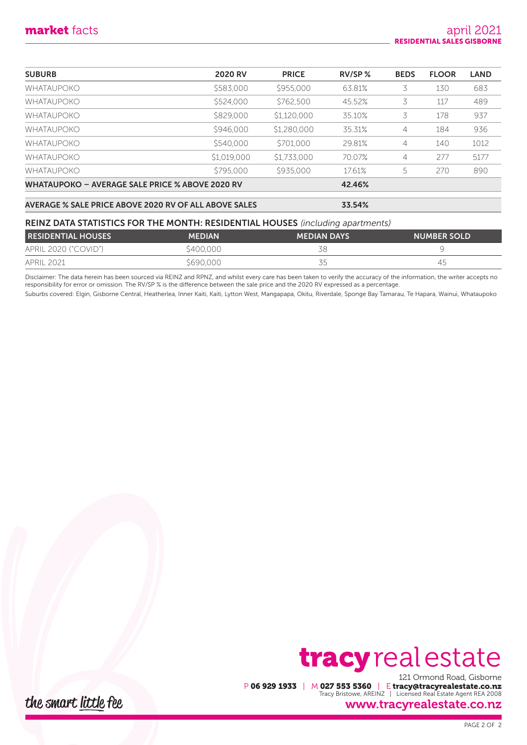**market** facts

april 2021
**RESIDENTIAL SALES GISBORNE**

| SUBURB | 2020 RV | PRICE | RV/SP % | BEDS | FLOOR | LAND |
|---|---|---|---|---|---|---|
| WHATAUPOKO | $583,000 | $955,000 | 63.81% | 3 | 130 | 683 |
| WHATAUPOKO | $524,000 | $762,500 | 45.52% | 3 | 117 | 489 |
| WHATAUPOKO | $829,000 | $1,120,000 | 35.10% | 3 | 178 | 937 |
| WHATAUPOKO | $946,000 | $1,280,000 | 35.31% | 4 | 184 | 936 |
| WHATAUPOKO | $540,000 | $701,000 | 29.81% | 4 | 140 | 1012 |
| WHATAUPOKO | $1,019,000 | $1,733,000 | 70.07% | 4 | 277 | 5177 |
| WHATAUPOKO | $795,000 | $935,000 | 17.61% | 5 | 270 | 890 |
| **WHATAUPOKO – AVERAGE SALE PRICE % ABOVE 2020 RV** | | | **42.46%** | | | |
| **AVERAGE % SALE PRICE ABOVE 2020 RV OF ALL ABOVE SALES** | | | **33.54%** | | | |

**REINZ DATA STATISTICS FOR THE MONTH: RESIDENTIAL HOUSES** *(including apartments)*

| RESIDENTIAL HOUSES | MEDIAN | MEDIAN DAYS | NUMBER SOLD |
|---|---|---|---|
| APRIL 2020 ("COVID") | $400,000 | 38 | 9 |
| APRIL 2021 | $690,000 | 35 | 45 |

Disclaimer: The data herein has been sourced via REINZ and RPNZ, and whilst every care has been taken to verify the accuracy of the information, the writer accepts no responsibility for error or omission. The RV/SP % is the difference between the sale price and the 2020 RV expressed as a percentage.

Suburbs covered: Elgin, Gisborne Central, Heatherlea, Inner Kaiti, Kaiti, Lytton West, Mangapapa, Okitu, Riverdale, Sponge Bay Tamarau, Te Hapara, Wainui, Whataupoko

**tracy** real estate

121 Ormond Road, Gisborne

P **06 929 1933** | M **027 553 5360** | E **tracy@tracyrealestate.co.nz**

Tracy Bristowe, AREINZ | Licensed Real Estate Agent REA 2008

the smart little fee

www.tracyrealestate.co.nz